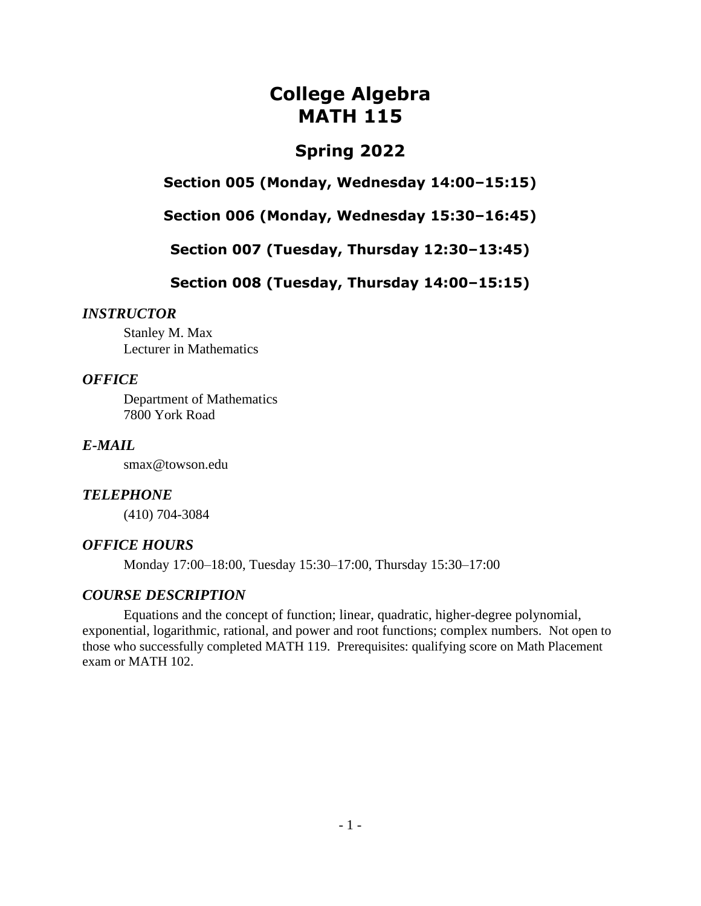# College Algebra
# MATH 115

## Spring 2022

### Section 005 (Monday, Wednesday 14:00–15:15)

### Section 006 (Monday, Wednesday 15:30–16:45)

### Section 007 (Tuesday, Thursday 12:30–13:45)

### Section 008 (Tuesday, Thursday 14:00–15:15)

### *INSTRUCTOR*

Stanley M. Max  
Lecturer in Mathematics

### *OFFICE*

Department of Mathematics  
7800 York Road

### *E-MAIL*

smax@towson.edu

### *TELEPHONE*

(410) 704-3084

### *OFFICE HOURS*

Monday 17:00–18:00, Tuesday 15:30–17:00, Thursday 15:30–17:00

### *COURSE DESCRIPTION*

Equations and the concept of function; linear, quadratic, higher-degree polynomial, exponential, logarithmic, rational, and power and root functions; complex numbers. Not open to those who successfully completed MATH 119. Prerequisites: qualifying score on Math Placement exam or MATH 102.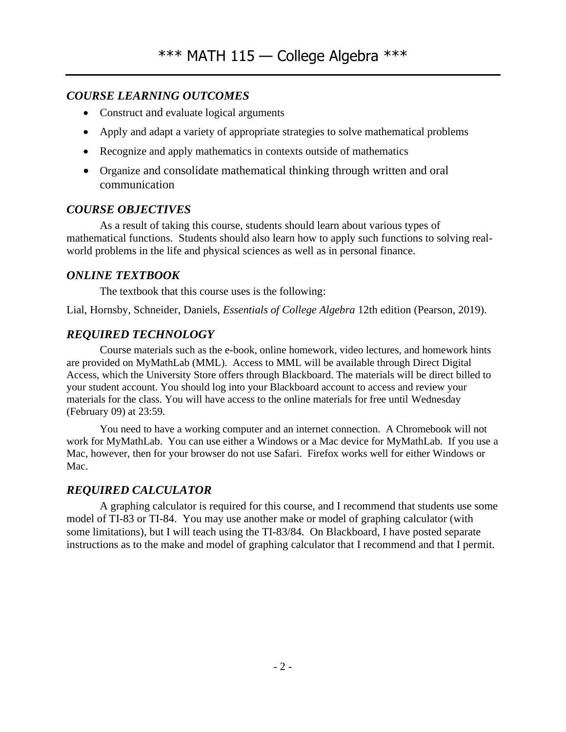# *** MATH 115 — College Algebra ***

### *COURSE LEARNING OUTCOMES*

- Construct and evaluate logical arguments
- Apply and adapt a variety of appropriate strategies to solve mathematical problems
- Recognize and apply mathematics in contexts outside of mathematics
- Organize and consolidate mathematical thinking through written and oral communication

### *COURSE OBJECTIVES*

As a result of taking this course, students should learn about various types of mathematical functions. Students should also learn how to apply such functions to solving real-world problems in the life and physical sciences as well as in personal finance.

### *ONLINE TEXTBOOK*

The textbook that this course uses is the following:

Lial, Hornsby, Schneider, Daniels, *Essentials of College Algebra* 12th edition (Pearson, 2019).

### *REQUIRED TECHNOLOGY*

Course materials such as the e-book, online homework, video lectures, and homework hints are provided on MyMathLab (MML). Access to MML will be available through Direct Digital Access, which the University Store offers through Blackboard. The materials will be direct billed to your student account. You should log into your Blackboard account to access and review your materials for the class. You will have access to the online materials for free until Wednesday (February 09) at 23:59.

You need to have a working computer and an internet connection. A Chromebook will not work for MyMathLab. You can use either a Windows or a Mac device for MyMathLab. If you use a Mac, however, then for your browser do not use Safari. Firefox works well for either Windows or Mac.

### *REQUIRED CALCULATOR*

A graphing calculator is required for this course, and I recommend that students use some model of TI-83 or TI-84. You may use another make or model of graphing calculator (with some limitations), but I will teach using the TI-83/84. On Blackboard, I have posted separate instructions as to the make and model of graphing calculator that I recommend and that I permit.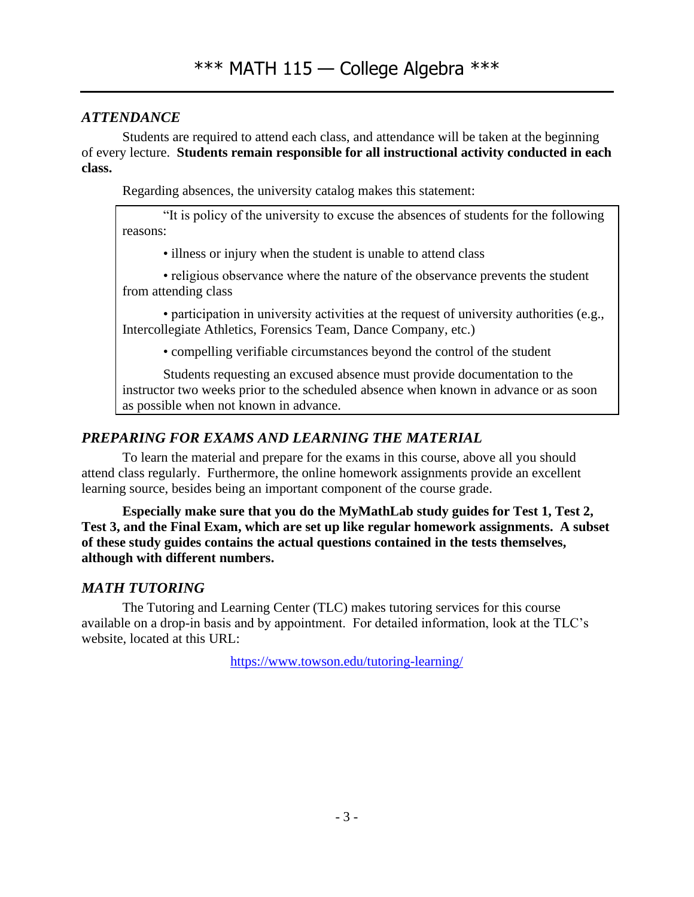# *** MATH 115 — College Algebra ***

### *ATTENDANCE*

Students are required to attend each class, and attendance will be taken at the beginning of every lecture. **Students remain responsible for all instructional activity conducted in each class.**

Regarding absences, the university catalog makes this statement:

> "It is policy of the university to excuse the absences of students for the following reasons:
>
> • illness or injury when the student is unable to attend class
>
> • religious observance where the nature of the observance prevents the student from attending class
>
> • participation in university activities at the request of university authorities (e.g., Intercollegiate Athletics, Forensics Team, Dance Company, etc.)
>
> • compelling verifiable circumstances beyond the control of the student
>
> Students requesting an excused absence must provide documentation to the instructor two weeks prior to the scheduled absence when known in advance or as soon as possible when not known in advance.

### *PREPARING FOR EXAMS AND LEARNING THE MATERIAL*

To learn the material and prepare for the exams in this course, above all you should attend class regularly. Furthermore, the online homework assignments provide an excellent learning source, besides being an important component of the course grade.

**Especially make sure that you do the MyMathLab study guides for Test 1, Test 2, Test 3, and the Final Exam, which are set up like regular homework assignments. A subset of these study guides contains the actual questions contained in the tests themselves, although with different numbers.**

### *MATH TUTORING*

The Tutoring and Learning Center (TLC) makes tutoring services for this course available on a drop-in basis and by appointment. For detailed information, look at the TLC's website, located at this URL:

https://www.towson.edu/tutoring-learning/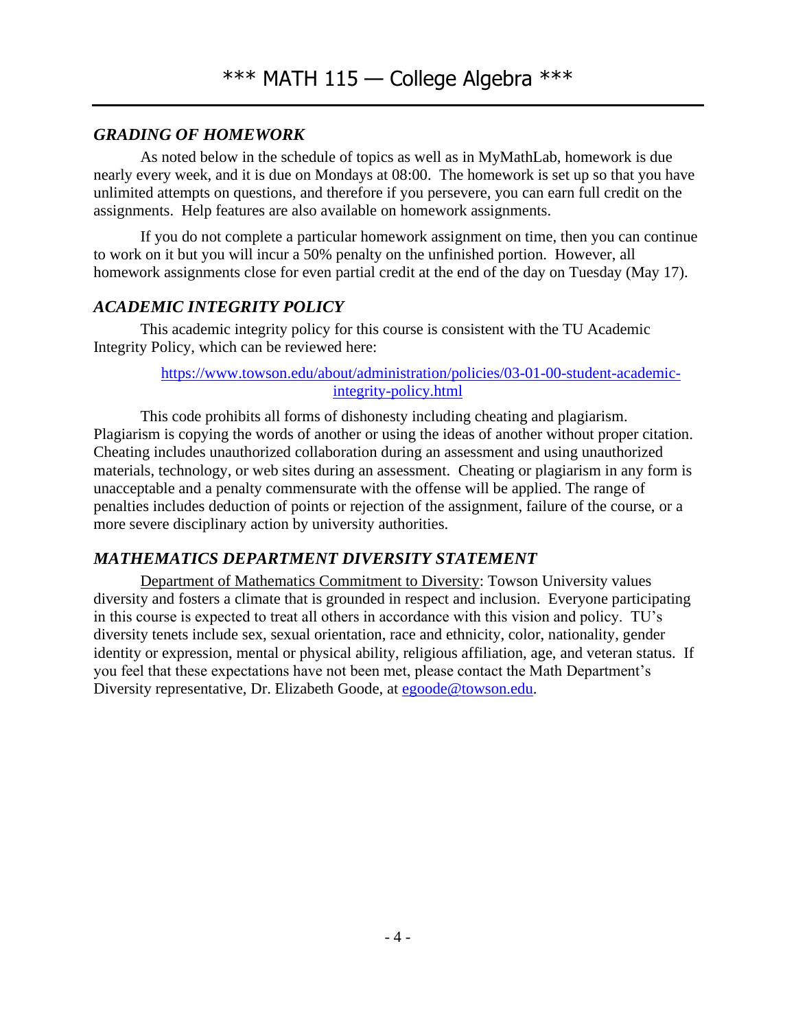# *** MATH 115 — College Algebra ***

### *GRADING OF HOMEWORK*

As noted below in the schedule of topics as well as in MyMathLab, homework is due nearly every week, and it is due on Mondays at 08:00. The homework is set up so that you have unlimited attempts on questions, and therefore if you persevere, you can earn full credit on the assignments. Help features are also available on homework assignments.

If you do not complete a particular homework assignment on time, then you can continue to work on it but you will incur a 50% penalty on the unfinished portion. However, all homework assignments close for even partial credit at the end of the day on Tuesday (May 17).

### *ACADEMIC INTEGRITY POLICY*

This academic integrity policy for this course is consistent with the TU Academic Integrity Policy, which can be reviewed here:

[https://www.towson.edu/about/administration/policies/03-01-00-student-academic-integrity-policy.html](https://www.towson.edu/about/administration/policies/03-01-00-student-academic-integrity-policy.html)

This code prohibits all forms of dishonesty including cheating and plagiarism. Plagiarism is copying the words of another or using the ideas of another without proper citation. Cheating includes unauthorized collaboration during an assessment and using unauthorized materials, technology, or web sites during an assessment. Cheating or plagiarism in any form is unacceptable and a penalty commensurate with the offense will be applied. The range of penalties includes deduction of points or rejection of the assignment, failure of the course, or a more severe disciplinary action by university authorities.

### *MATHEMATICS DEPARTMENT DIVERSITY STATEMENT*

Department of Mathematics Commitment to Diversity: Towson University values diversity and fosters a climate that is grounded in respect and inclusion. Everyone participating in this course is expected to treat all others in accordance with this vision and policy. TU's diversity tenets include sex, sexual orientation, race and ethnicity, color, nationality, gender identity or expression, mental or physical ability, religious affiliation, age, and veteran status. If you feel that these expectations have not been met, please contact the Math Department's Diversity representative, Dr. Elizabeth Goode, at [egoode@towson.edu](mailto:egoode@towson.edu).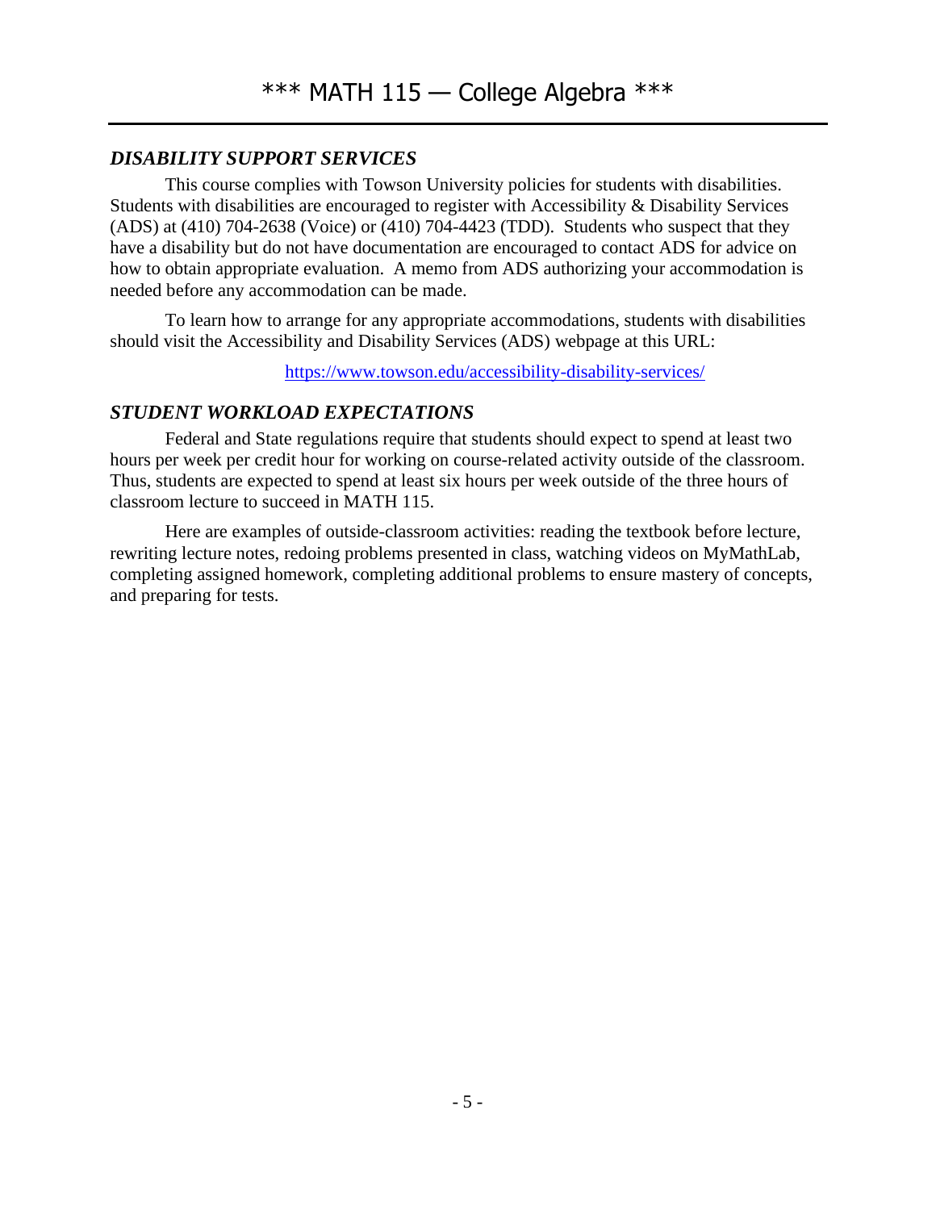## *DISABILITY SUPPORT SERVICES*

This course complies with Towson University policies for students with disabilities. Students with disabilities are encouraged to register with Accessibility & Disability Services (ADS) at (410) 704-2638 (Voice) or (410) 704-4423 (TDD). Students who suspect that they have a disability but do not have documentation are encouraged to contact ADS for advice on how to obtain appropriate evaluation. A memo from ADS authorizing your accommodation is needed before any accommodation can be made.

To learn how to arrange for any appropriate accommodations, students with disabilities should visit the Accessibility and Disability Services (ADS) webpage at this URL:

https://www.towson.edu/accessibility-disability-services/

## *STUDENT WORKLOAD EXPECTATIONS*

Federal and State regulations require that students should expect to spend at least two hours per week per credit hour for working on course-related activity outside of the classroom. Thus, students are expected to spend at least six hours per week outside of the three hours of classroom lecture to succeed in MATH 115.

Here are examples of outside-classroom activities: reading the textbook before lecture, rewriting lecture notes, redoing problems presented in class, watching videos on MyMathLab, completing assigned homework, completing additional problems to ensure mastery of concepts, and preparing for tests.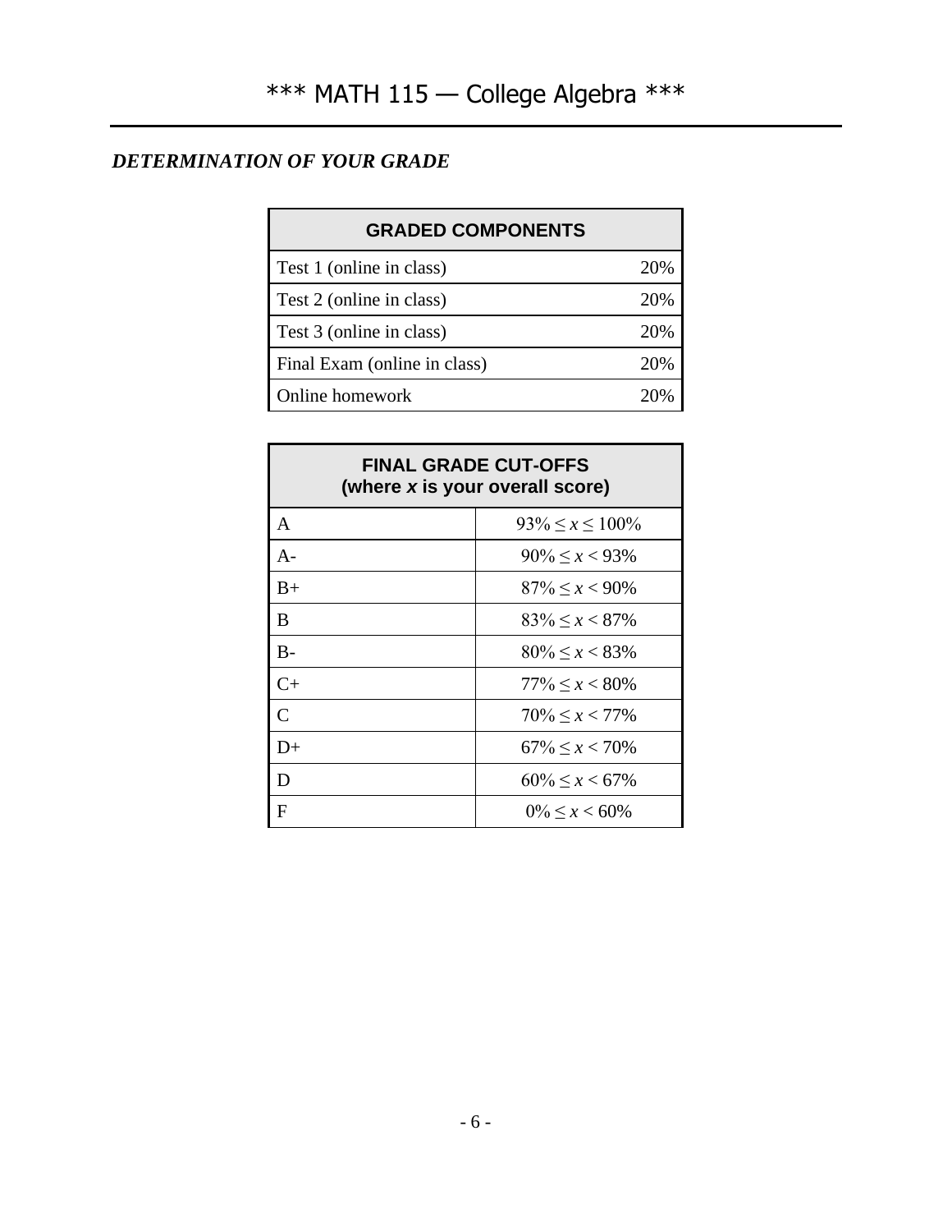# *** MATH 115 — College Algebra ***

## *DETERMINATION OF YOUR GRADE*

| GRADED COMPONENTS | |
|---|---|
| Test 1 (online in class) | 20% |
| Test 2 (online in class) | 20% |
| Test 3 (online in class) | 20% |
| Final Exam (online in class) | 20% |
| Online homework | 20% |

| FINAL GRADE CUT-OFFS (where *x* is your overall score) | |
|---|---|
| A | $93\% \leq x \leq 100\%$ |
| A- | $90\% \leq x < 93\%$ |
| B+ | $87\% \leq x < 90\%$ |
| B | $83\% \leq x < 87\%$ |
| B- | $80\% \leq x < 83\%$ |
| C+ | $77\% \leq x < 80\%$ |
| C | $70\% \leq x < 77\%$ |
| D+ | $67\% \leq x < 70\%$ |
| D | $60\% \leq x < 67\%$ |
| F | $0\% \leq x < 60\%$ |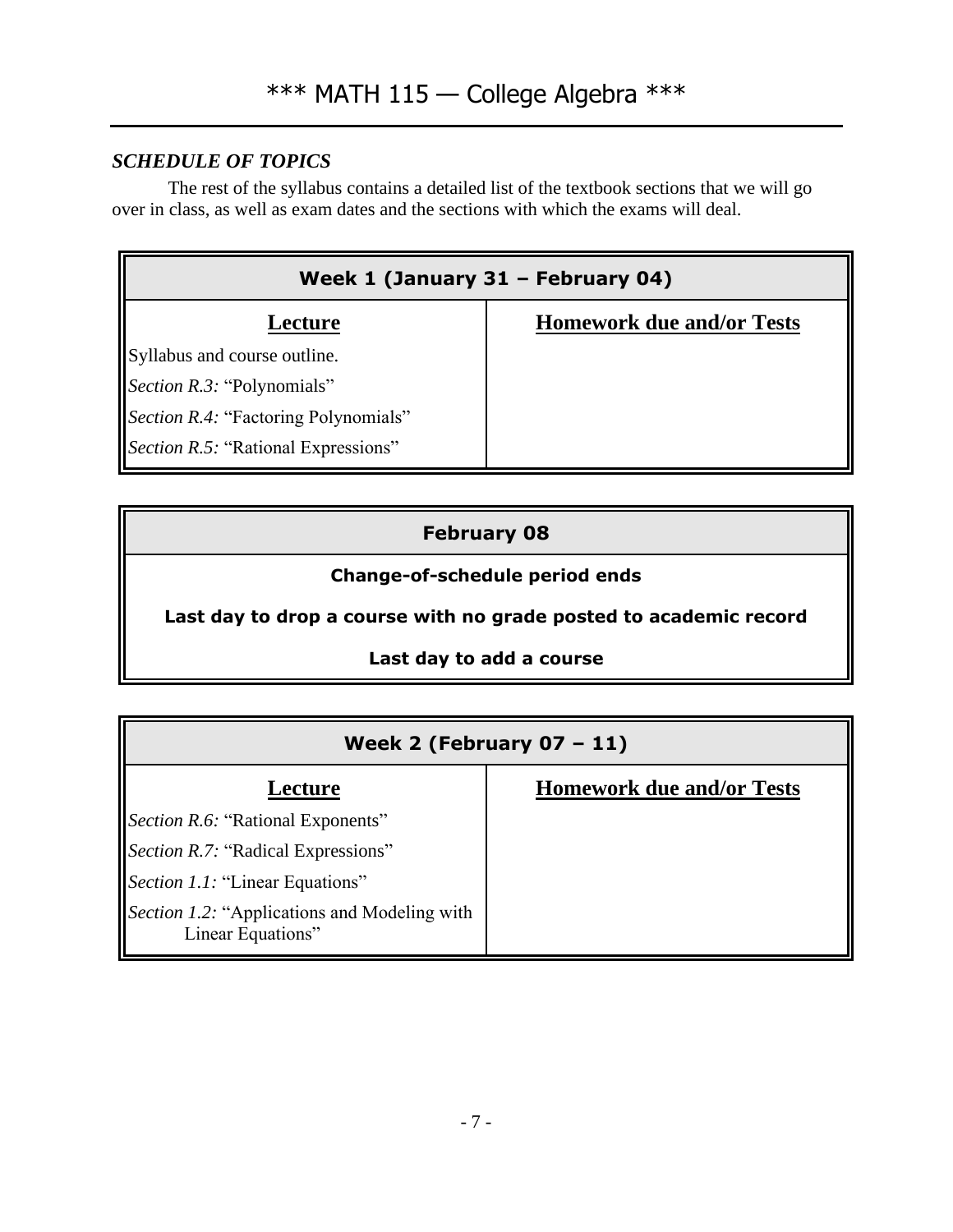# *** MATH 115 — College Algebra ***

### *SCHEDULE OF TOPICS*

The rest of the syllabus contains a detailed list of the textbook sections that we will go over in class, as well as exam dates and the sections with which the exams will deal.

| **Week 1 (January 31 – February 04)** | |
|---|---|
| **Lecture** | **Homework due and/or Tests** |
| Syllabus and course outline. | |
| *Section R.3:* "Polynomials" | |
| *Section R.4:* "Factoring Polynomials" | |
| *Section R.5:* "Rational Expressions" | |

| **February 08** |
|---|
| **Change-of-schedule period ends** |
| **Last day to drop a course with no grade posted to academic record** |
| **Last day to add a course** |

| **Week 2 (February 07 – 11)** | |
|---|---|
| **Lecture** | **Homework due and/or Tests** |
| *Section R.6:* "Rational Exponents" | |
| *Section R.7:* "Radical Expressions" | |
| *Section 1.1:* "Linear Equations" | |
| *Section 1.2:* "Applications and Modeling with Linear Equations" | |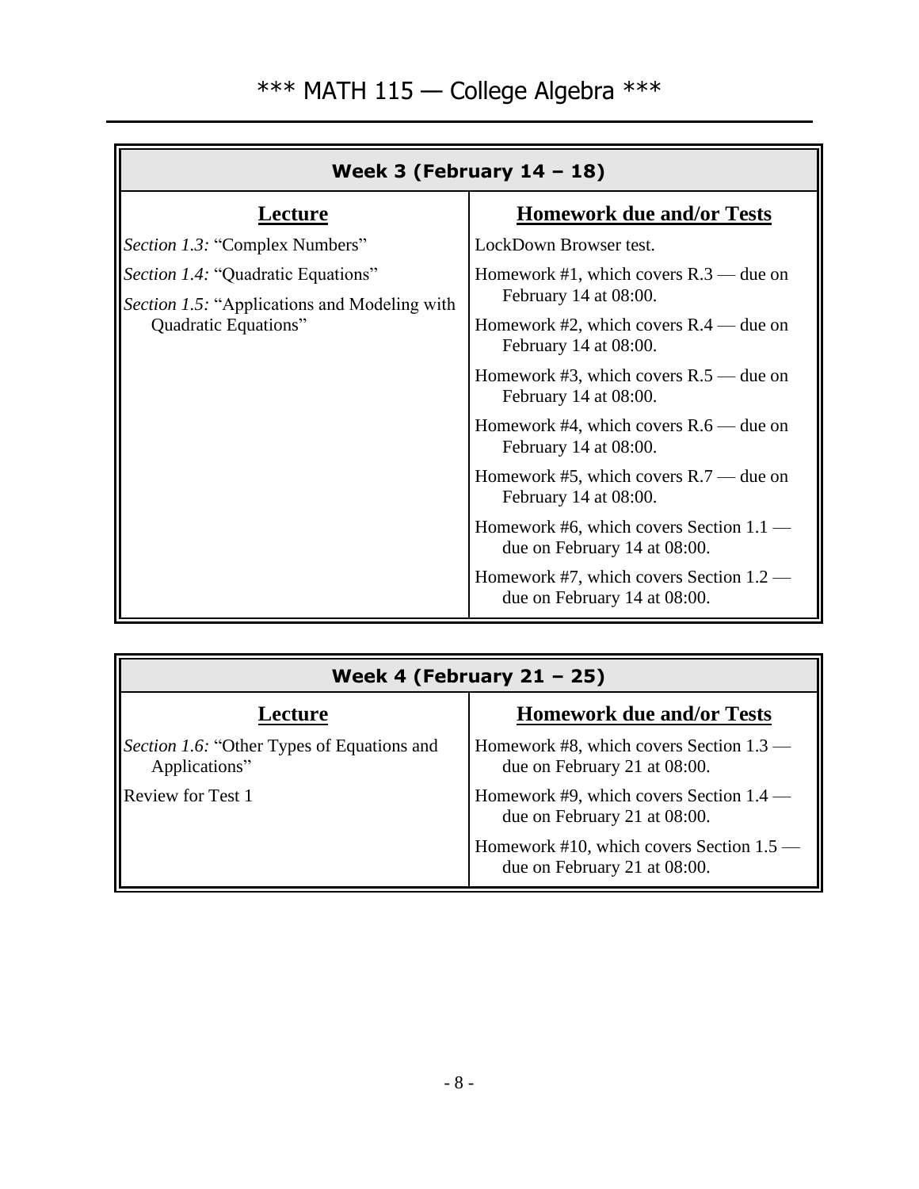# *** MATH 115 — College Algebra ***

| Week 3 (February 14 – 18) | |
|---|---|
| **Lecture** | **Homework due and/or Tests** |
| *Section 1.3:* "Complex Numbers"<br>*Section 1.4:* "Quadratic Equations"<br>*Section 1.5:* "Applications and Modeling with Quadratic Equations" | LockDown Browser test.<br>Homework #1, which covers R.3 — due on February 14 at 08:00.<br>Homework #2, which covers R.4 — due on February 14 at 08:00.<br>Homework #3, which covers R.5 — due on February 14 at 08:00.<br>Homework #4, which covers R.6 — due on February 14 at 08:00.<br>Homework #5, which covers R.7 — due on February 14 at 08:00.<br>Homework #6, which covers Section 1.1 — due on February 14 at 08:00.<br>Homework #7, which covers Section 1.2 — due on February 14 at 08:00. |

| Week 4 (February 21 – 25) | |
|---|---|
| **Lecture** | **Homework due and/or Tests** |
| *Section 1.6:* "Other Types of Equations and Applications"<br>Review for Test 1 | Homework #8, which covers Section 1.3 — due on February 21 at 08:00.<br>Homework #9, which covers Section 1.4 — due on February 21 at 08:00.<br>Homework #10, which covers Section 1.5 — due on February 21 at 08:00. |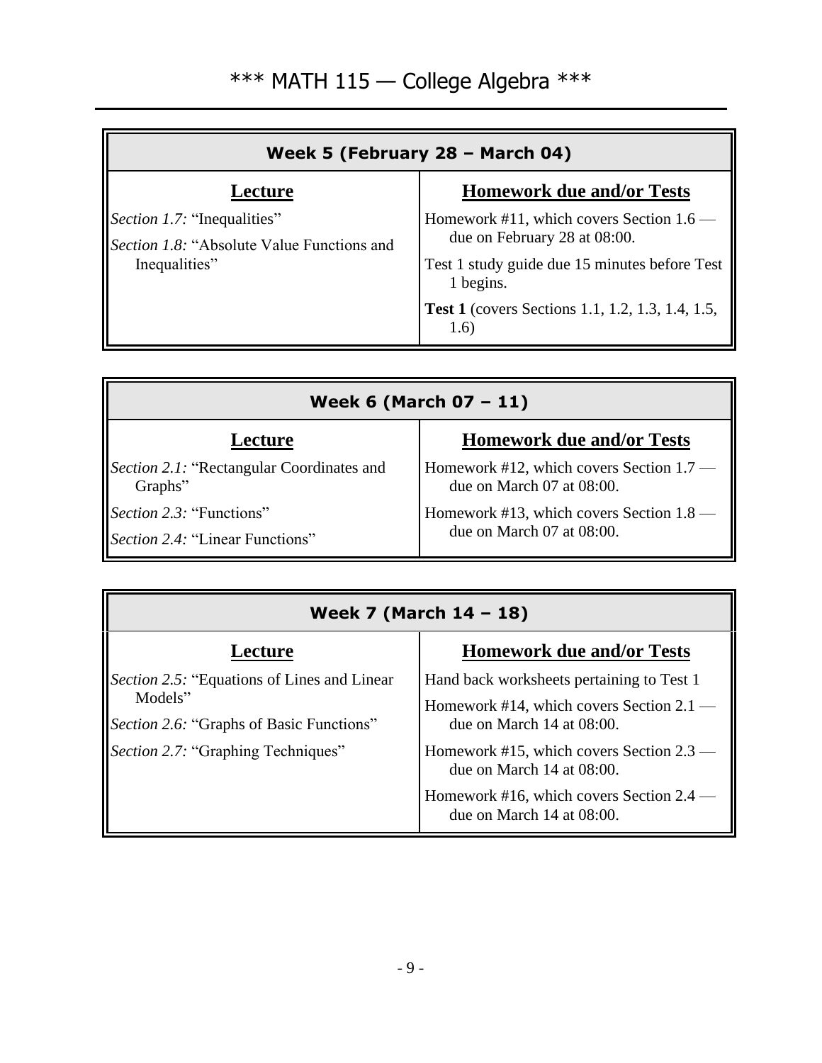# *** MATH 115 — College Algebra ***

| Week 5 (February 28 – March 04) | |
|---|---|
| **Lecture** | **Homework due and/or Tests** |
| *Section 1.7:* "Inequalities"<br>*Section 1.8:* "Absolute Value Functions and Inequalities" | Homework #11, which covers Section 1.6 — due on February 28 at 08:00.<br>Test 1 study guide due 15 minutes before Test 1 begins.<br>**Test 1** (covers Sections 1.1, 1.2, 1.3, 1.4, 1.5, 1.6) |

| Week 6 (March 07 – 11) | |
|---|---|
| **Lecture** | **Homework due and/or Tests** |
| *Section 2.1:* "Rectangular Coordinates and Graphs"<br>*Section 2.3:* "Functions"<br>*Section 2.4:* "Linear Functions" | Homework #12, which covers Section 1.7 — due on March 07 at 08:00.<br>Homework #13, which covers Section 1.8 — due on March 07 at 08:00. |

| Week 7 (March 14 – 18) | |
|---|---|
| **Lecture** | **Homework due and/or Tests** |
| *Section 2.5:* "Equations of Lines and Linear Models"<br>*Section 2.6:* "Graphs of Basic Functions"<br>*Section 2.7:* "Graphing Techniques" | Hand back worksheets pertaining to Test 1<br>Homework #14, which covers Section 2.1 — due on March 14 at 08:00.<br>Homework #15, which covers Section 2.3 — due on March 14 at 08:00.<br>Homework #16, which covers Section 2.4 — due on March 14 at 08:00. |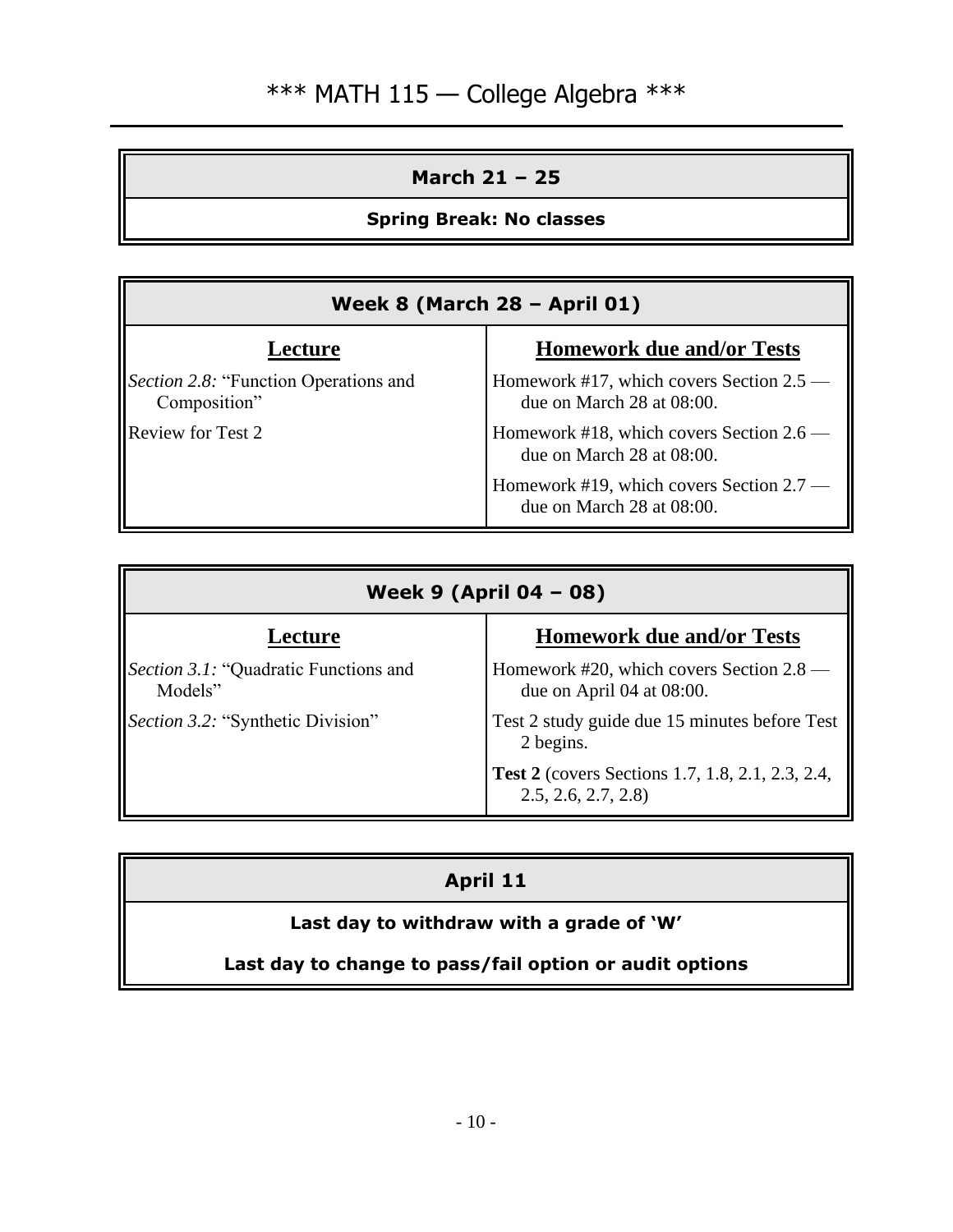# *** MATH 115 — College Algebra ***

| March 21 – 25 |
|---|
| **Spring Break: No classes** |

| Week 8 (March 28 – April 01) | |
|---|---|
| **Lecture** | **Homework due and/or Tests** |
| *Section 2.8:* "Function Operations and Composition" | Homework #17, which covers Section 2.5 — due on March 28 at 08:00. |
| Review for Test 2 | Homework #18, which covers Section 2.6 — due on March 28 at 08:00. |
| | Homework #19, which covers Section 2.7 — due on March 28 at 08:00. |

| Week 9 (April 04 – 08) | |
|---|---|
| **Lecture** | **Homework due and/or Tests** |
| *Section 3.1:* "Quadratic Functions and Models" | Homework #20, which covers Section 2.8 — due on April 04 at 08:00. |
| *Section 3.2:* "Synthetic Division" | Test 2 study guide due 15 minutes before Test 2 begins. |
| | **Test 2** (covers Sections 1.7, 1.8, 2.1, 2.3, 2.4, 2.5, 2.6, 2.7, 2.8) |

| April 11 |
|---|
| **Last day to withdraw with a grade of 'W'** |
| **Last day to change to pass/fail option or audit options** |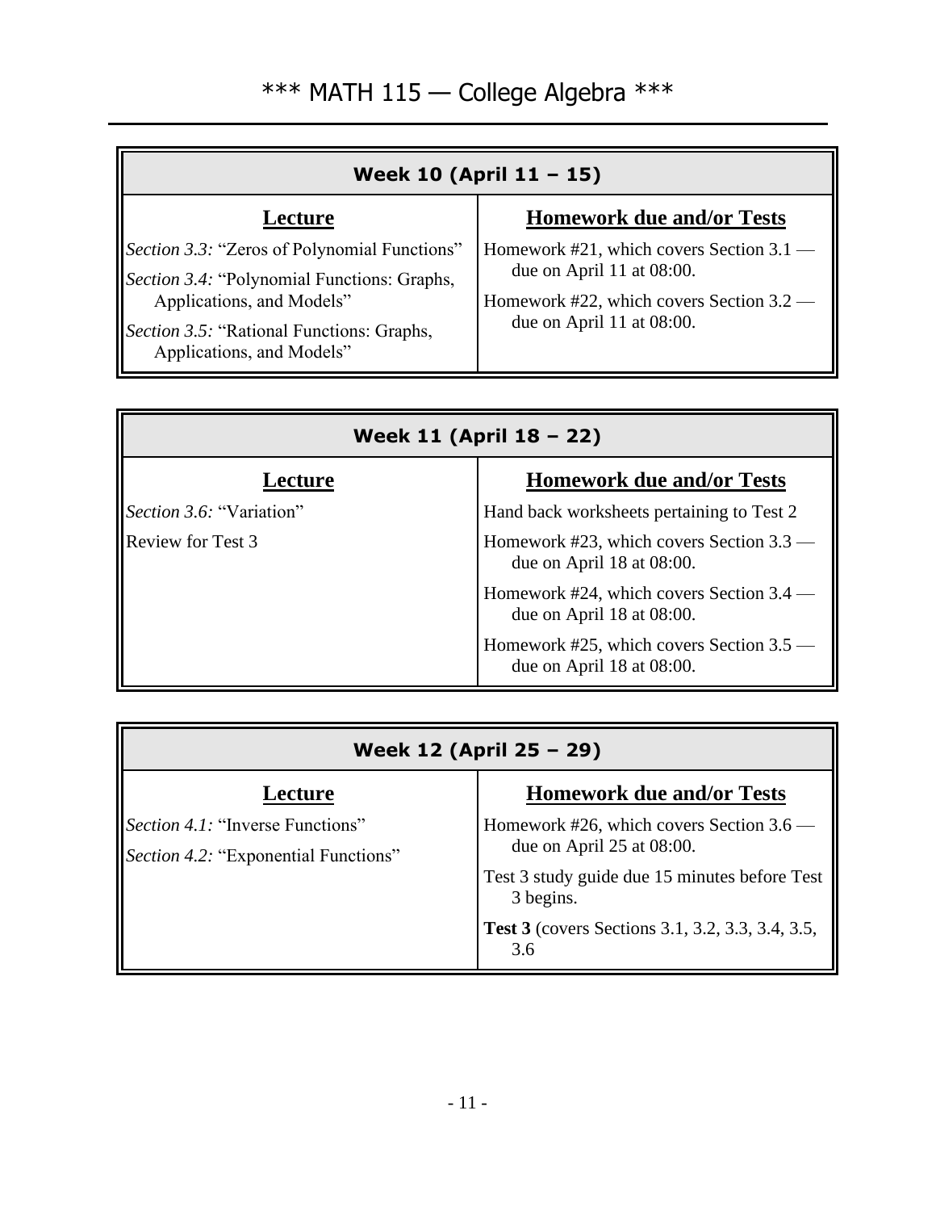# *** MATH 115 — College Algebra ***

| Week 10 (April 11 – 15) | |
|---|---|
| **Lecture** | **Homework due and/or Tests** |
| *Section 3.3:* "Zeros of Polynomial Functions"<br>*Section 3.4:* "Polynomial Functions: Graphs, Applications, and Models"<br>*Section 3.5:* "Rational Functions: Graphs, Applications, and Models" | Homework #21, which covers Section 3.1 — due on April 11 at 08:00.<br>Homework #22, which covers Section 3.2 — due on April 11 at 08:00. |

| Week 11 (April 18 – 22) | |
|---|---|
| **Lecture** | **Homework due and/or Tests** |
| *Section 3.6:* "Variation"<br>Review for Test 3 | Hand back worksheets pertaining to Test 2<br>Homework #23, which covers Section 3.3 — due on April 18 at 08:00.<br>Homework #24, which covers Section 3.4 — due on April 18 at 08:00.<br>Homework #25, which covers Section 3.5 — due on April 18 at 08:00. |

| Week 12 (April 25 – 29) | |
|---|---|
| **Lecture** | **Homework due and/or Tests** |
| *Section 4.1:* "Inverse Functions"<br>*Section 4.2:* "Exponential Functions" | Homework #26, which covers Section 3.6 — due on April 25 at 08:00.<br>Test 3 study guide due 15 minutes before Test 3 begins.<br>**Test 3** (covers Sections 3.1, 3.2, 3.3, 3.4, 3.5, 3.6 |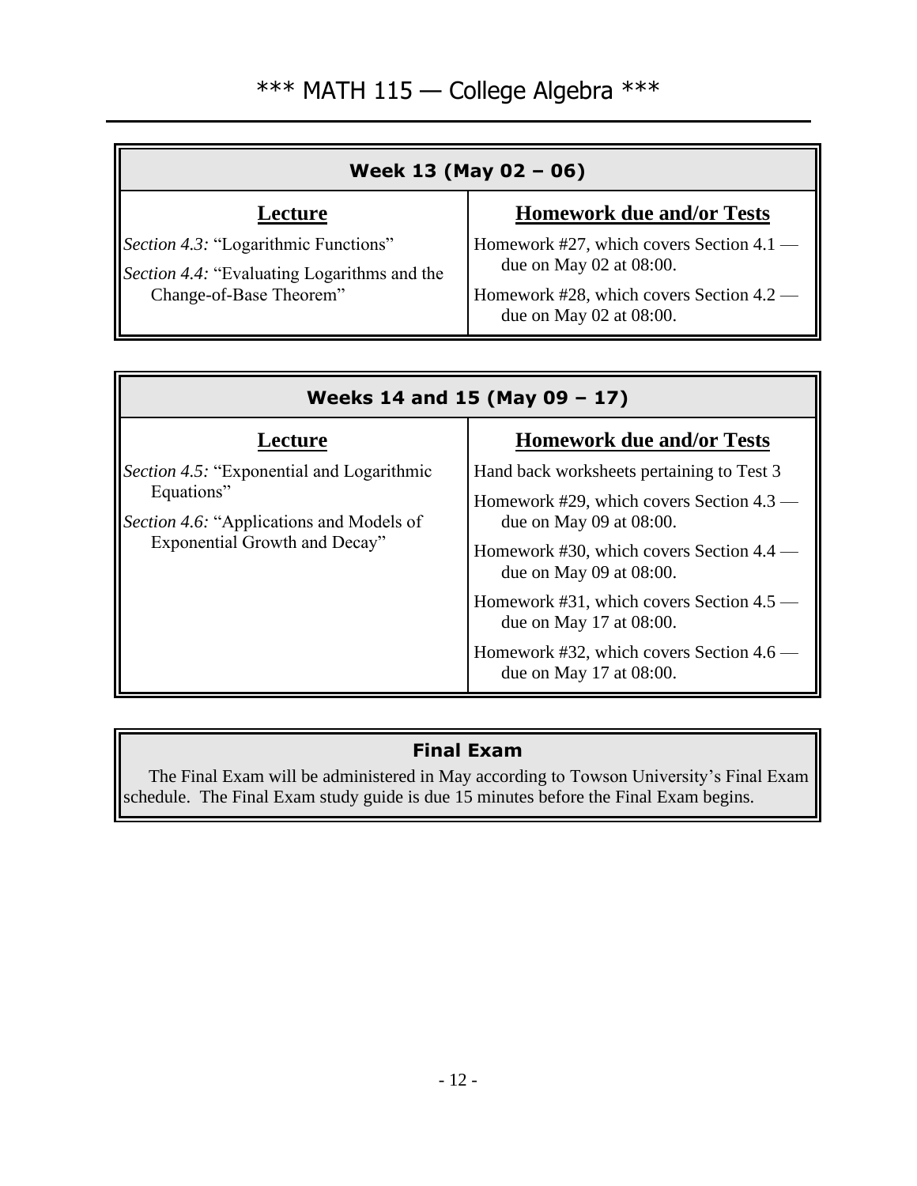# *** MATH 115 — College Algebra ***

| Week 13 (May 02 – 06) | |
|---|---|
| **Lecture** | **Homework due and/or Tests** |
| *Section 4.3:* "Logarithmic Functions"<br>*Section 4.4:* "Evaluating Logarithms and the Change-of-Base Theorem" | Homework #27, which covers Section 4.1 — due on May 02 at 08:00.<br>Homework #28, which covers Section 4.2 — due on May 02 at 08:00. |

| Weeks 14 and 15 (May 09 – 17) | |
|---|---|
| **Lecture** | **Homework due and/or Tests** |
| *Section 4.5:* "Exponential and Logarithmic Equations"<br>*Section 4.6:* "Applications and Models of Exponential Growth and Decay" | Hand back worksheets pertaining to Test 3<br>Homework #29, which covers Section 4.3 — due on May 09 at 08:00.<br>Homework #30, which covers Section 4.4 — due on May 09 at 08:00.<br>Homework #31, which covers Section 4.5 — due on May 17 at 08:00.<br>Homework #32, which covers Section 4.6 — due on May 17 at 08:00. |

### Final Exam

The Final Exam will be administered in May according to Towson University's Final Exam schedule. The Final Exam study guide is due 15 minutes before the Final Exam begins.